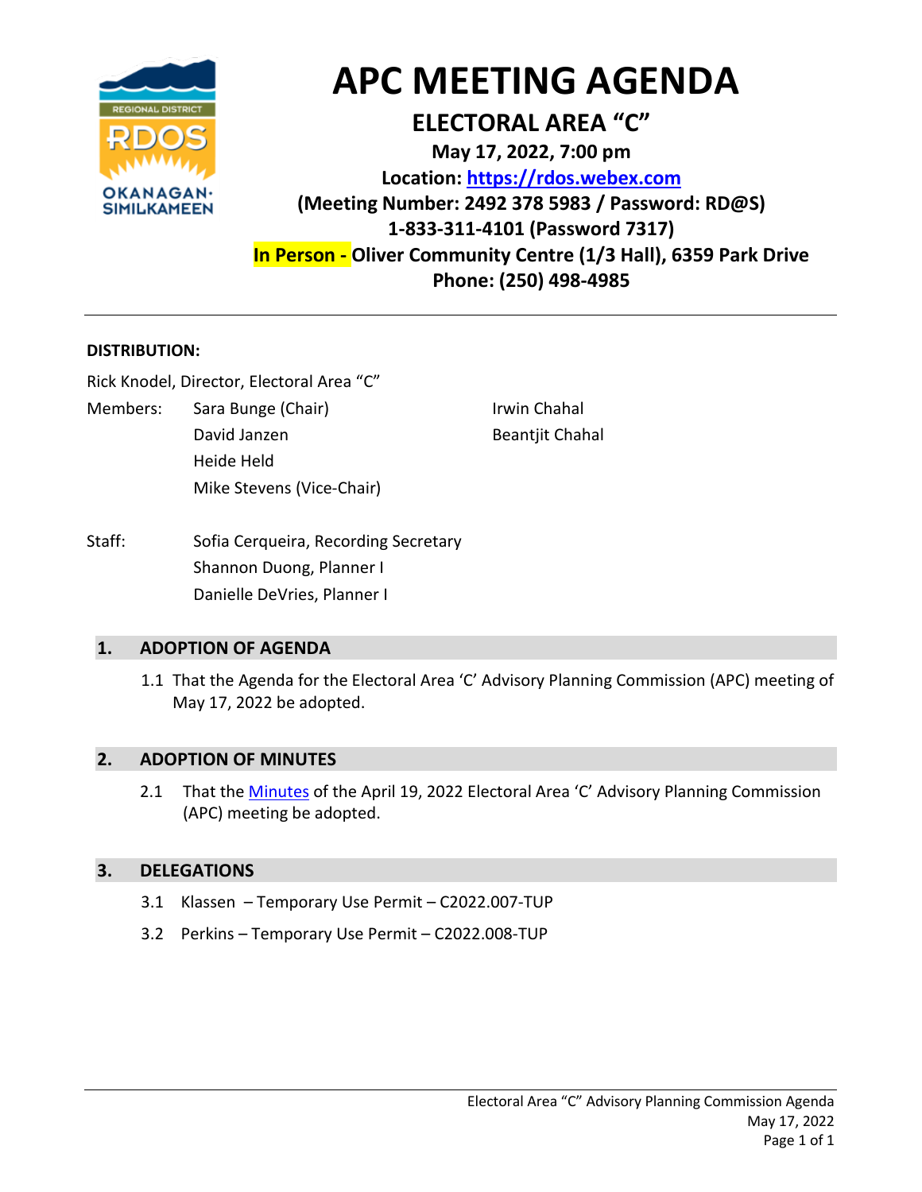# APC MEETING AGENDA

## ELECTORAL AREA "C"

**May 17, 2022, 7:00 pm**

**Location: https://rdos.webex.com**

**(Meeting Number: 2492 378 5983 / Password: RD@S)**

**1-833-311-4101 (Password 7317)**

**In Person - Oliver Community Centre (1/3 Hall), 6359 Park Drive**

**Phone: (250) 498-4985**

---

**DISTRIBUTION:**

Rick Knodel, Director, Electoral Area "C"

Members:
- Sara Bunge (Chair)
- David Janzen
- Heide Held
- Mike Stevens (Vice-Chair)
- Irwin Chahal
- Beantjit Chahal

Staff:
- Sofia Cerqueira, Recording Secretary
- Shannon Duong, Planner I
- Danielle DeVries, Planner I

## 1. ADOPTION OF AGENDA

1.1 That the Agenda for the Electoral Area 'C' Advisory Planning Commission (APC) meeting of May 17, 2022 be adopted.

## 2. ADOPTION OF MINUTES

2.1 That the Minutes of the April 19, 2022 Electoral Area 'C' Advisory Planning Commission (APC) meeting be adopted.

## 3. DELEGATIONS

3.1 Klassen – Temporary Use Permit – C2022.007-TUP

3.2 Perkins – Temporary Use Permit – C2022.008-TUP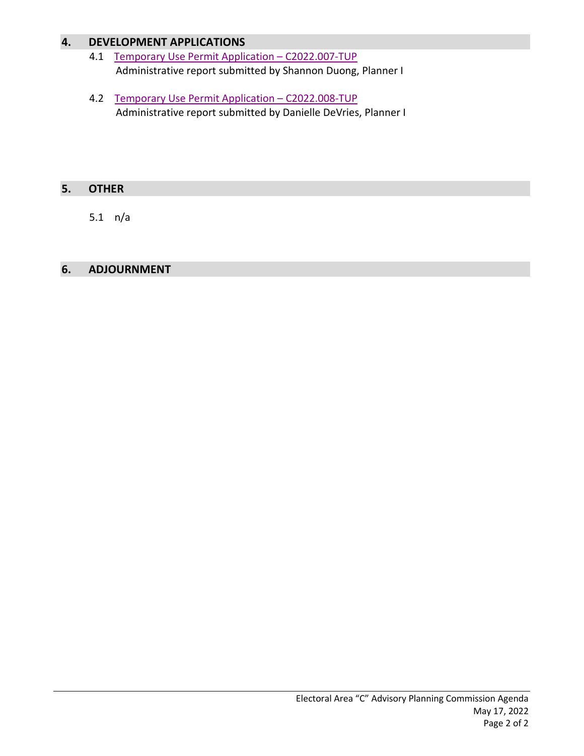## 4. DEVELOPMENT APPLICATIONS

4.1 Temporary Use Permit Application – C2022.007-TUP
Administrative report submitted by Shannon Duong, Planner I

4.2 Temporary Use Permit Application – C2022.008-TUP
Administrative report submitted by Danielle DeVries, Planner I

## 5. OTHER

5.1 n/a

## 6. ADJOURNMENT